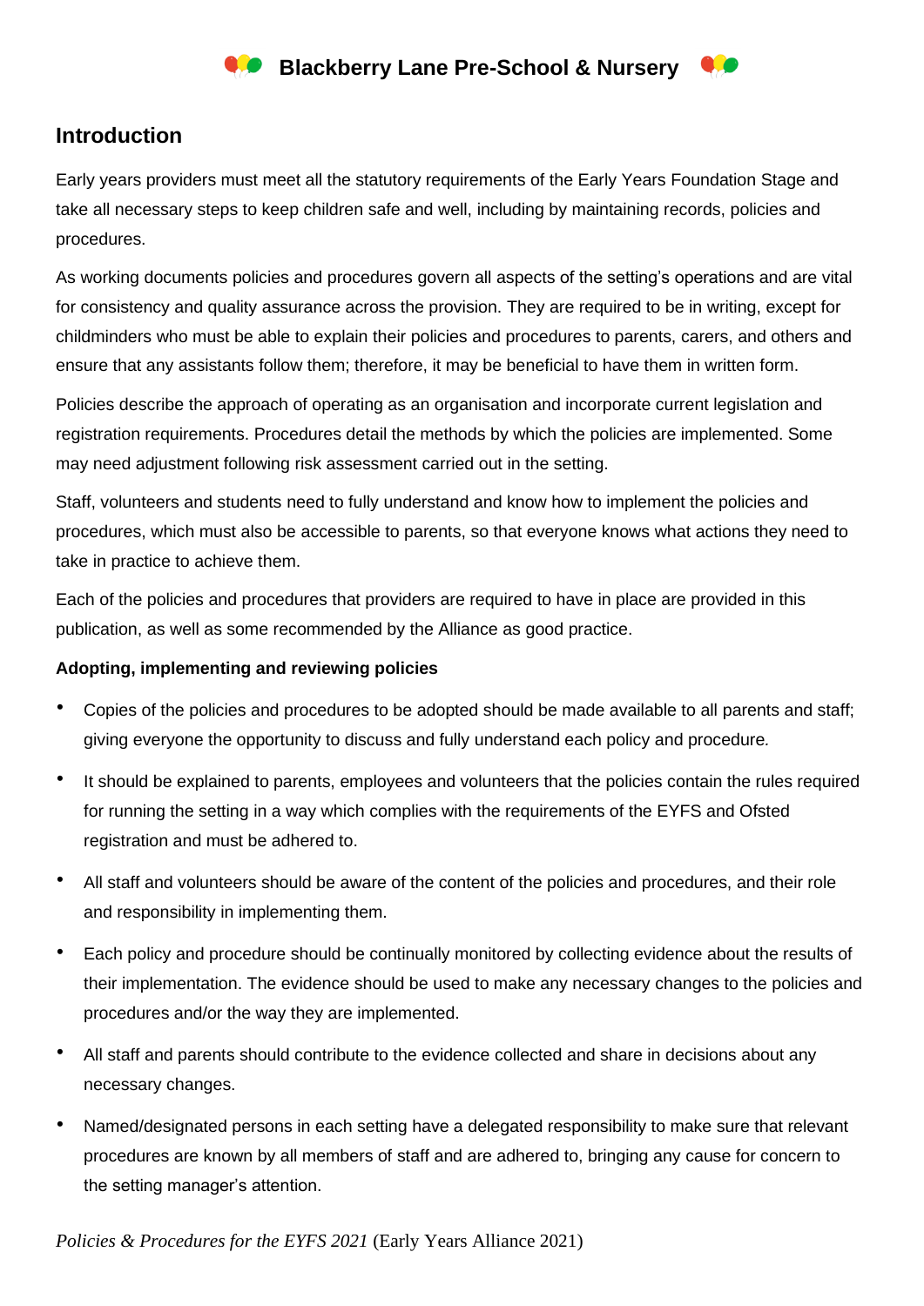## Introduction

Early years providers must meet all the statutory requirements of the Early Years Foundation Stage and take all necessary steps to keep children safe and well, including by maintaining records, policies and procedures.

As working documents policies and procedures govern all aspects of the setting's operations and are vital for consistency and quality assurance across the provision. They are required to be in writing, except for childminders who must be able to explain their policies and procedures to parents, carers, and others and ensure that any assistants follow them; therefore, it may be beneficial to have them in written form.

Policies describe the approach of operating as an organisation and incorporate current legislation and registration requirements. Procedures detail the methods by which the policies are implemented. Some may need adjustment following risk assessment carried out in the setting.

Staff, volunteers and students need to fully understand and know how to implement the policies and procedures, which must also be accessible to parents, so that everyone knows what actions they need to take in practice to achieve them.

Each of the policies and procedures that providers are required to have in place are provided in this publication, as well as some recommended by the Alliance as good practice.

**Adopting, implementing and reviewing policies**

- Copies of the policies and procedures to be adopted should be made available to all parents and staff; giving everyone the opportunity to discuss and fully understand each policy and procedure.
- It should be explained to parents, employees and volunteers that the policies contain the rules required for running the setting in a way which complies with the requirements of the EYFS and Ofsted registration and must be adhered to.
- All staff and volunteers should be aware of the content of the policies and procedures, and their role and responsibility in implementing them.
- Each policy and procedure should be continually monitored by collecting evidence about the results of their implementation. The evidence should be used to make any necessary changes to the policies and procedures and/or the way they are implemented.
- All staff and parents should contribute to the evidence collected and share in decisions about any necessary changes.
- Named/designated persons in each setting have a delegated responsibility to make sure that relevant procedures are known by all members of staff and are adhered to, bringing any cause for concern to the setting manager's attention.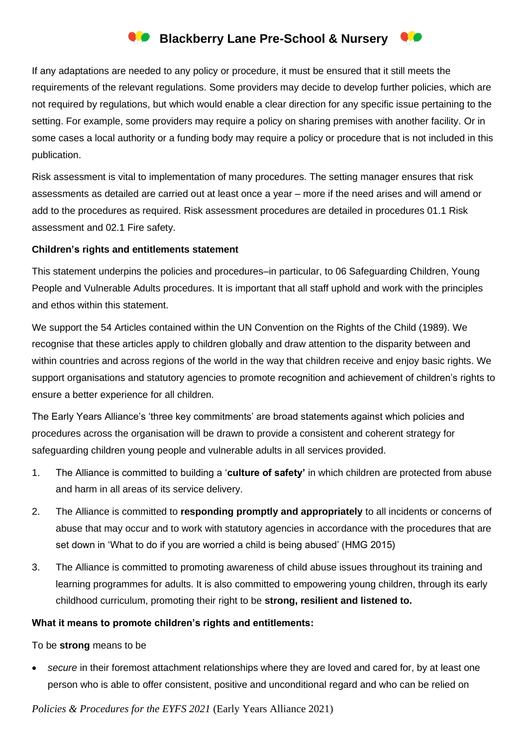If any adaptations are needed to any policy or procedure, it must be ensured that it still meets the requirements of the relevant regulations. Some providers may decide to develop further policies, which are not required by regulations, but which would enable a clear direction for any specific issue pertaining to the setting. For example, some providers may require a policy on sharing premises with another facility. Or in some cases a local authority or a funding body may require a policy or procedure that is not included in this publication.

Risk assessment is vital to implementation of many procedures. The setting manager ensures that risk assessments as detailed are carried out at least once a year – more if the need arises and will amend or add to the procedures as required. Risk assessment procedures are detailed in procedures 01.1 Risk assessment and 02.1 Fire safety.

**Children's rights and entitlements statement**

This statement underpins the policies and procedures–in particular, to 06 Safeguarding Children, Young People and Vulnerable Adults procedures. It is important that all staff uphold and work with the principles and ethos within this statement.

We support the 54 Articles contained within the UN Convention on the Rights of the Child (1989). We recognise that these articles apply to children globally and draw attention to the disparity between and within countries and across regions of the world in the way that children receive and enjoy basic rights. We support organisations and statutory agencies to promote recognition and achievement of children's rights to ensure a better experience for all children.

The Early Years Alliance's 'three key commitments' are broad statements against which policies and procedures across the organisation will be drawn to provide a consistent and coherent strategy for safeguarding children young people and vulnerable adults in all services provided.

1. The Alliance is committed to building a '**culture of safety'** in which children are protected from abuse and harm in all areas of its service delivery.
2. The Alliance is committed to **responding promptly and appropriately** to all incidents or concerns of abuse that may occur and to work with statutory agencies in accordance with the procedures that are set down in 'What to do if you are worried a child is being abused' (HMG 2015)
3. The Alliance is committed to promoting awareness of child abuse issues throughout its training and learning programmes for adults. It is also committed to empowering young children, through its early childhood curriculum, promoting their right to be **strong, resilient and listened to.**

**What it means to promote children's rights and entitlements:**

To be **strong** means to be

- *secure* in their foremost attachment relationships where they are loved and cared for, by at least one person who is able to offer consistent, positive and unconditional regard and who can be relied on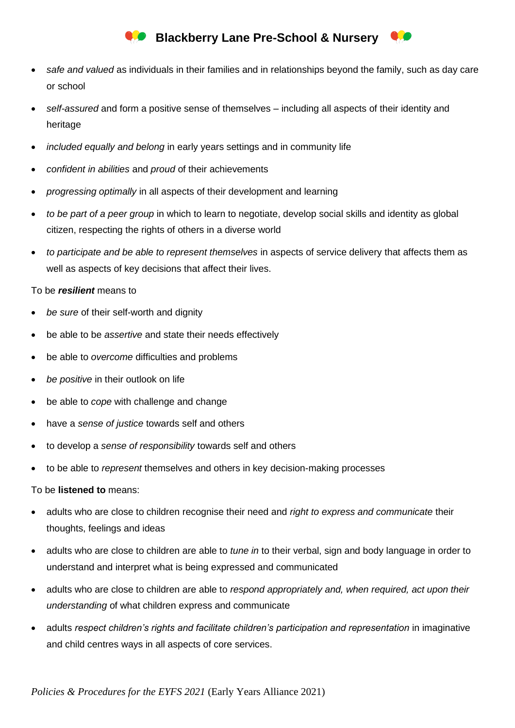- *safe and valued* as individuals in their families and in relationships beyond the family, such as day care or school
- *self-assured* and form a positive sense of themselves – including all aspects of their identity and heritage
- *included equally and belong* in early years settings and in community life
- *confident in abilities* and *proud* of their achievements
- *progressing optimally* in all aspects of their development and learning
- *to be part of a peer group* in which to learn to negotiate, develop social skills and identity as global citizen, respecting the rights of others in a diverse world
- *to participate and be able to represent themselves* in aspects of service delivery that affects them as well as aspects of key decisions that affect their lives.

To be ***resilient*** means to

- *be sure* of their self-worth and dignity
- be able to be *assertive* and state their needs effectively
- be able to *overcome* difficulties and problems
- *be positive* in their outlook on life
- be able to *cope* with challenge and change
- have a *sense of justice* towards self and others
- to develop a *sense of responsibility* towards self and others
- to be able to *represent* themselves and others in key decision-making processes

To be **listened to** means:

- adults who are close to children recognise their need and *right to express and communicate* their thoughts, feelings and ideas
- adults who are close to children are able to *tune in* to their verbal, sign and body language in order to understand and interpret what is being expressed and communicated
- adults who are close to children are able to *respond appropriately and, when required, act upon their understanding* of what children express and communicate
- adults *respect children's rights and facilitate children's participation and representation* in imaginative and child centres ways in all aspects of core services.

*Policies & Procedures for the EYFS 2021* (Early Years Alliance 2021)